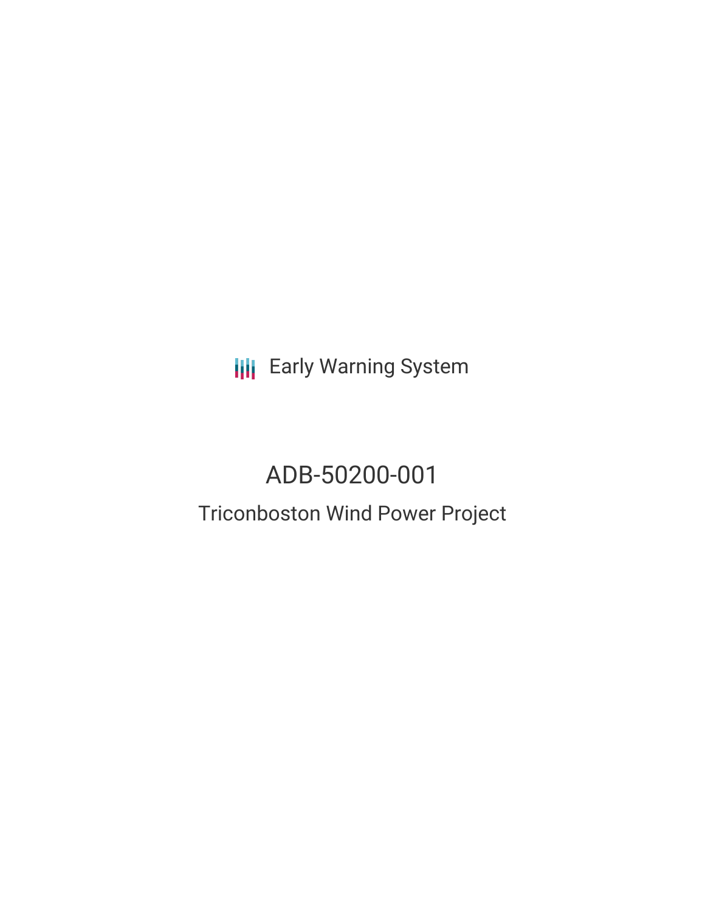Early Warning System

# ADB-50200-001

## Triconboston Wind Power Project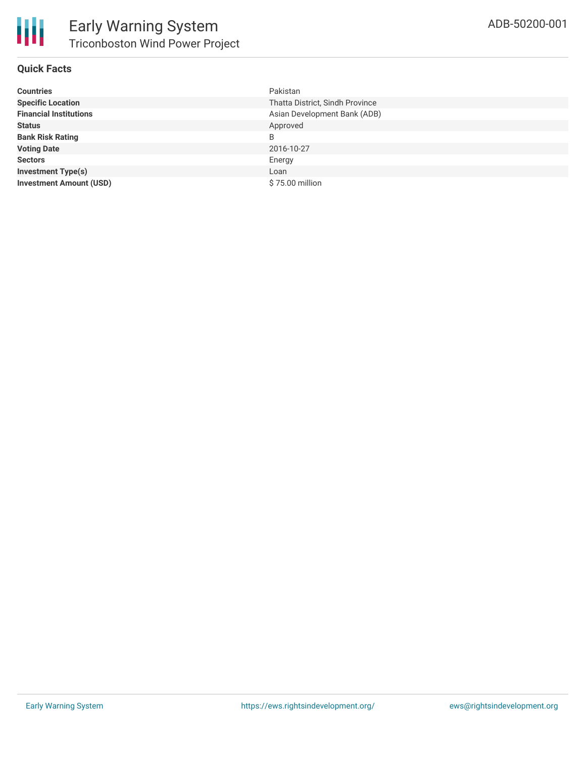## Quick Facts

| | |
|---|---|
| **Countries** | Pakistan |
| **Specific Location** | Thatta District, Sindh Province |
| **Financial Institutions** | Asian Development Bank (ADB) |
| **Status** | Approved |
| **Bank Risk Rating** | B |
| **Voting Date** | 2016-10-27 |
| **Sectors** | Energy |
| **Investment Type(s)** | Loan |
| **Investment Amount (USD)** | $ 75.00 million |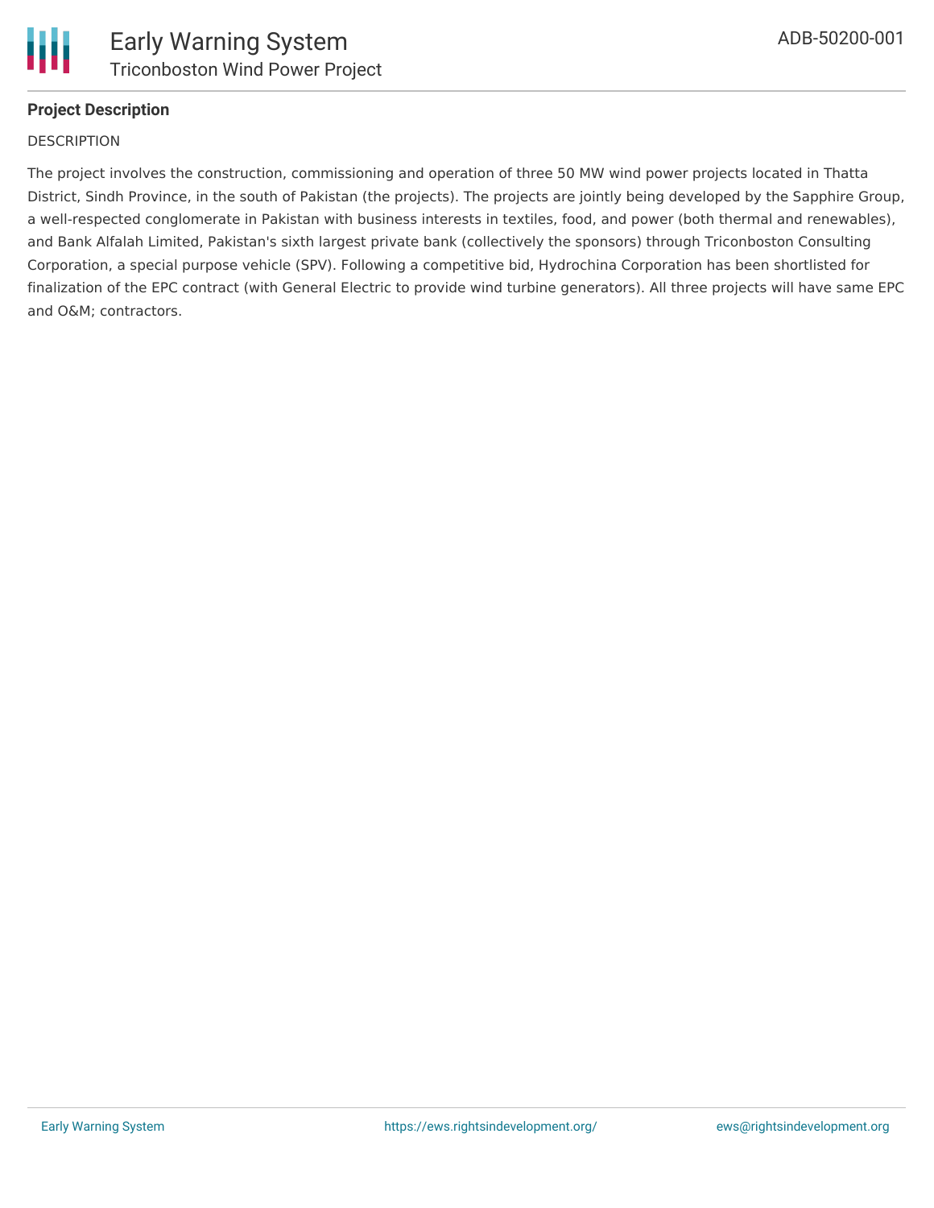## Project Description

DESCRIPTION

The project involves the construction, commissioning and operation of three 50 MW wind power projects located in Thatta District, Sindh Province, in the south of Pakistan (the projects). The projects are jointly being developed by the Sapphire Group, a well-respected conglomerate in Pakistan with business interests in textiles, food, and power (both thermal and renewables), and Bank Alfalah Limited, Pakistan's sixth largest private bank (collectively the sponsors) through Triconboston Consulting Corporation, a special purpose vehicle (SPV). Following a competitive bid, Hydrochina Corporation has been shortlisted for finalization of the EPC contract (with General Electric to provide wind turbine generators). All three projects will have same EPC and O&M; contractors.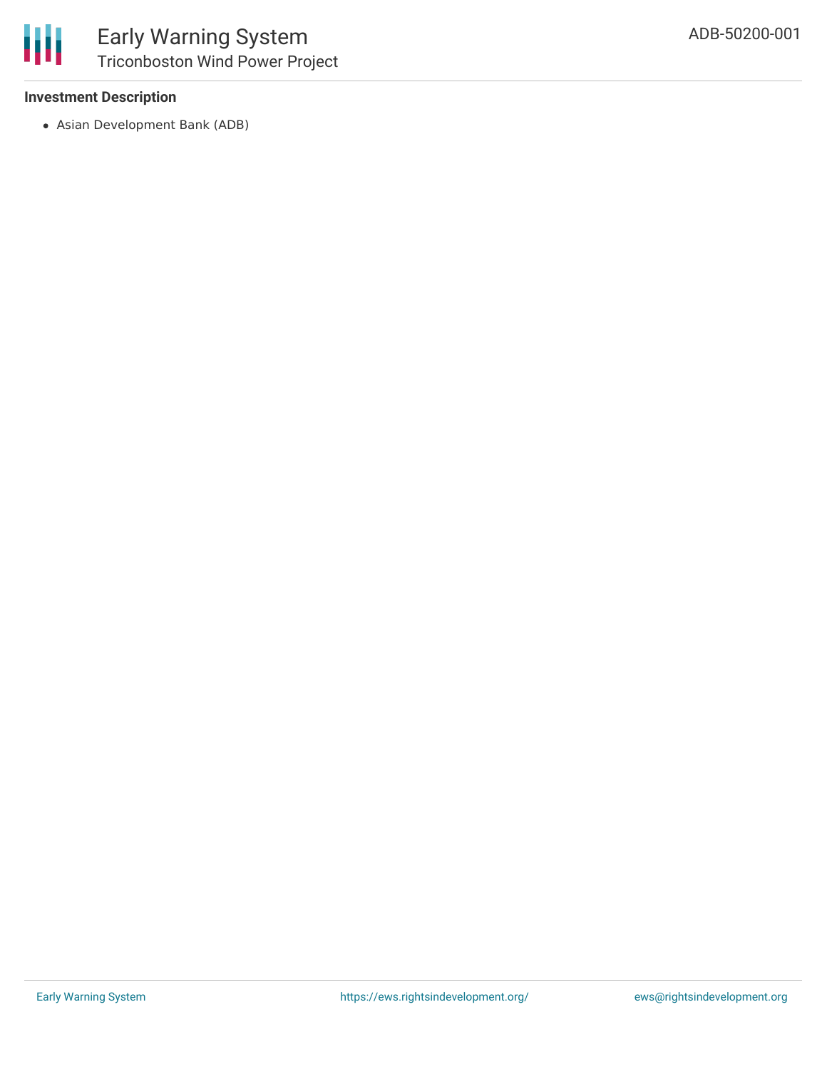### Investment Description

- Asian Development Bank (ADB)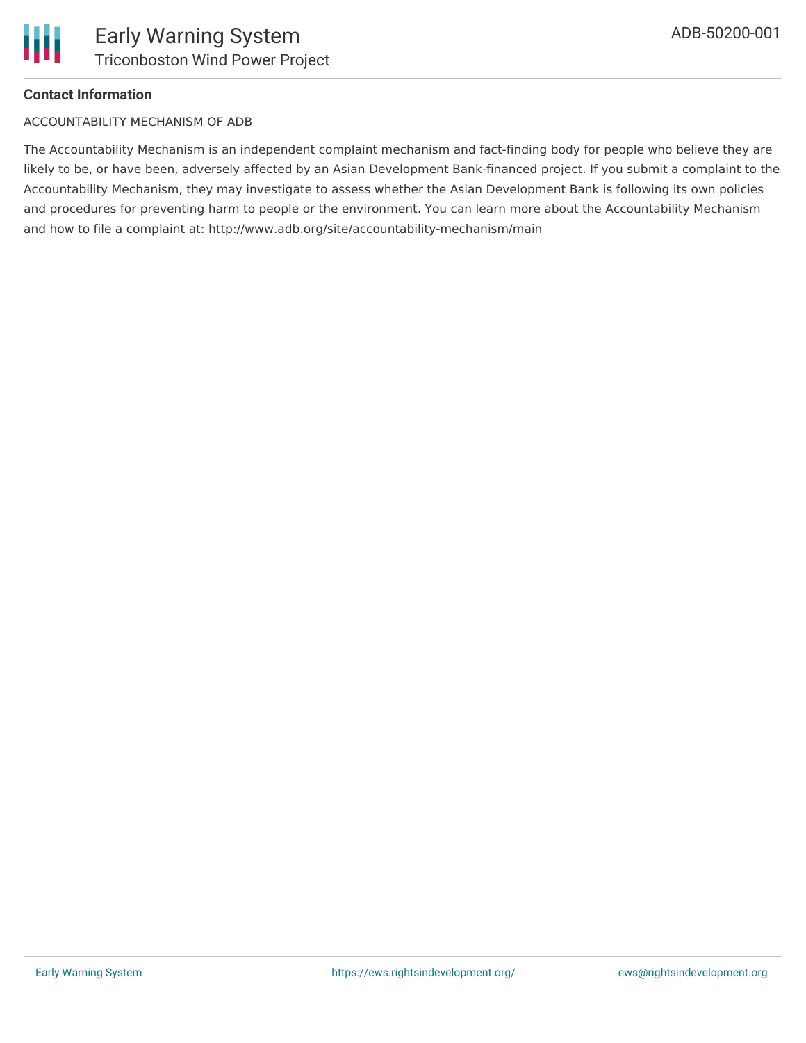**Contact Information**

ACCOUNTABILITY MECHANISM OF ADB

The Accountability Mechanism is an independent complaint mechanism and fact-finding body for people who believe they are likely to be, or have been, adversely affected by an Asian Development Bank-financed project. If you submit a complaint to the Accountability Mechanism, they may investigate to assess whether the Asian Development Bank is following its own policies and procedures for preventing harm to people or the environment. You can learn more about the Accountability Mechanism and how to file a complaint at: http://www.adb.org/site/accountability-mechanism/main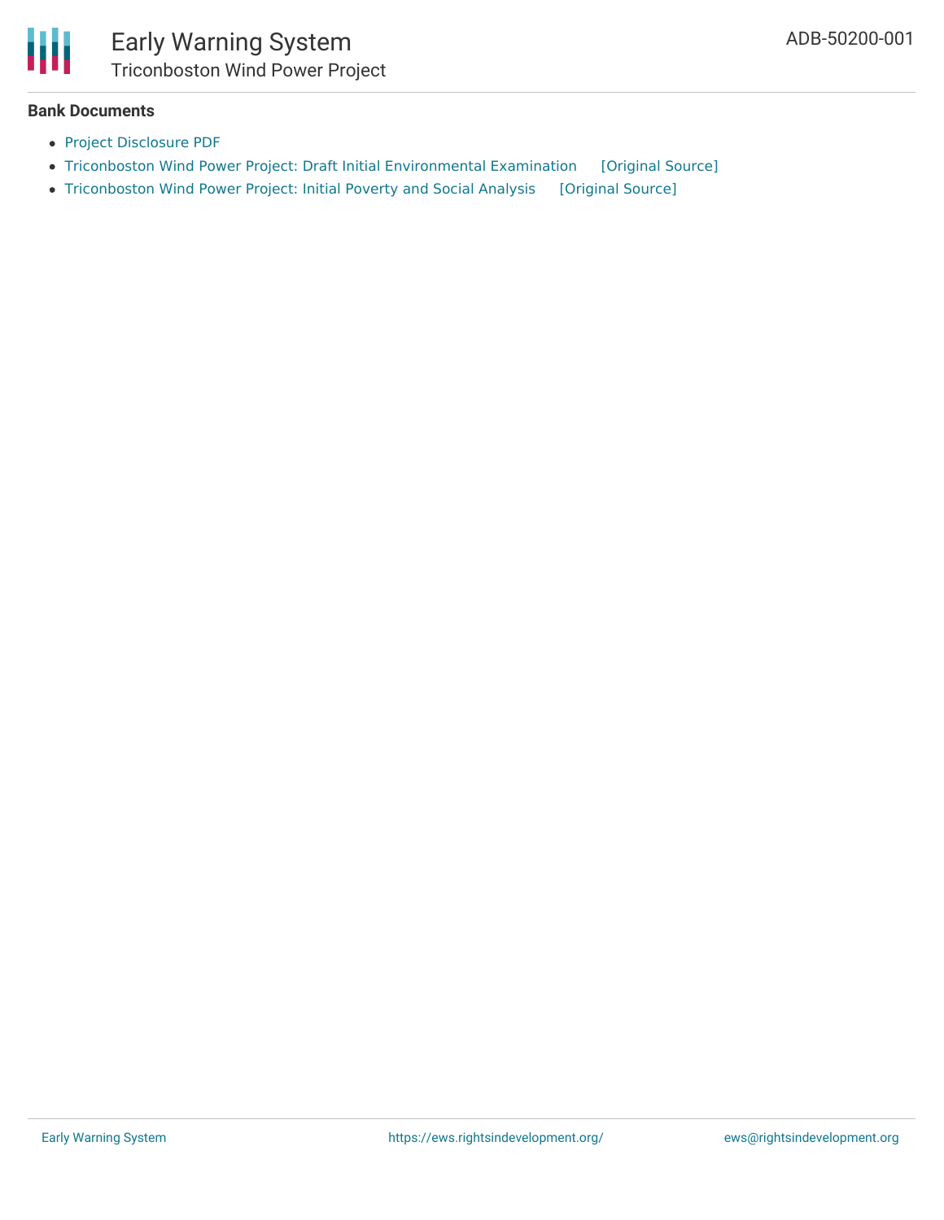**Bank Documents**

- Project Disclosure PDF
- Triconboston Wind Power Project: Draft Initial Environmental Examination [Original Source]
- Triconboston Wind Power Project: Initial Poverty and Social Analysis [Original Source]